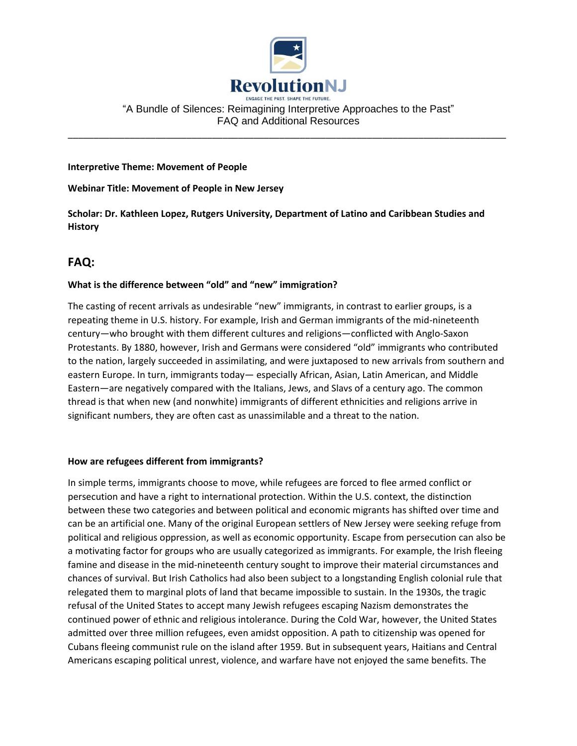RevolutionNJ

ENGAGE THE PAST. SHAPE THE FUTURE.

"A Bundle of Silences: Reimagining Interpretive Approaches to the Past"
FAQ and Additional Resources

---

**Interpretive Theme: Movement of People**

**Webinar Title: Movement of People in New Jersey**

**Scholar: Dr. Kathleen Lopez, Rutgers University, Department of Latino and Caribbean Studies and History**

## FAQ:

**What is the difference between "old" and "new" immigration?**

The casting of recent arrivals as undesirable "new" immigrants, in contrast to earlier groups, is a repeating theme in U.S. history. For example, Irish and German immigrants of the mid-nineteenth century—who brought with them different cultures and religions—conflicted with Anglo-Saxon Protestants. By 1880, however, Irish and Germans were considered "old" immigrants who contributed to the nation, largely succeeded in assimilating, and were juxtaposed to new arrivals from southern and eastern Europe. In turn, immigrants today— especially African, Asian, Latin American, and Middle Eastern—are negatively compared with the Italians, Jews, and Slavs of a century ago. The common thread is that when new (and nonwhite) immigrants of different ethnicities and religions arrive in significant numbers, they are often cast as unassimilable and a threat to the nation.

**How are refugees different from immigrants?**

In simple terms, immigrants choose to move, while refugees are forced to flee armed conflict or persecution and have a right to international protection. Within the U.S. context, the distinction between these two categories and between political and economic migrants has shifted over time and can be an artificial one. Many of the original European settlers of New Jersey were seeking refuge from political and religious oppression, as well as economic opportunity. Escape from persecution can also be a motivating factor for groups who are usually categorized as immigrants. For example, the Irish fleeing famine and disease in the mid-nineteenth century sought to improve their material circumstances and chances of survival. But Irish Catholics had also been subject to a longstanding English colonial rule that relegated them to marginal plots of land that became impossible to sustain. In the 1930s, the tragic refusal of the United States to accept many Jewish refugees escaping Nazism demonstrates the continued power of ethnic and religious intolerance. During the Cold War, however, the United States admitted over three million refugees, even amidst opposition. A path to citizenship was opened for Cubans fleeing communist rule on the island after 1959. But in subsequent years, Haitians and Central Americans escaping political unrest, violence, and warfare have not enjoyed the same benefits. The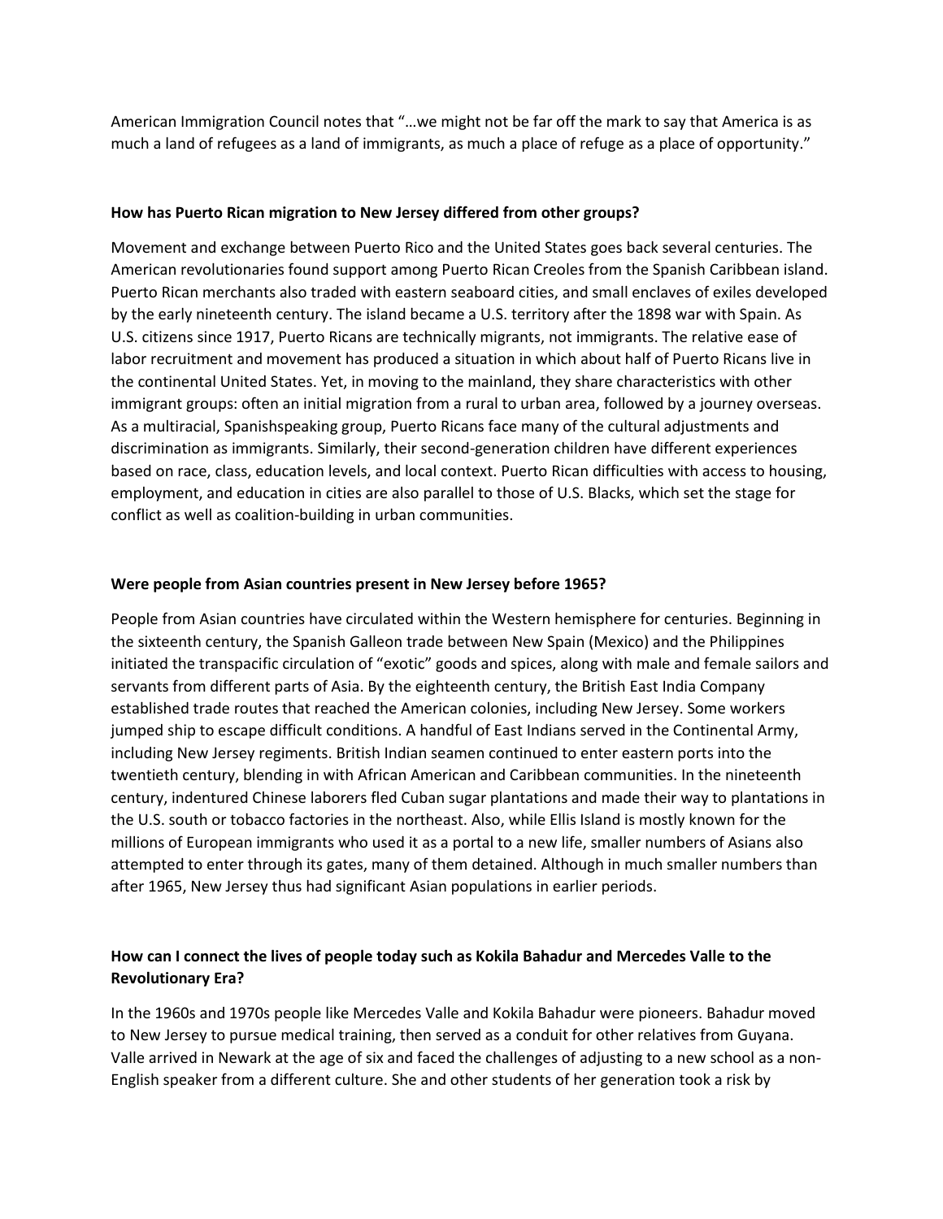American Immigration Council notes that "…we might not be far off the mark to say that America is as much a land of refugees as a land of immigrants, as much a place of refuge as a place of opportunity."

**How has Puerto Rican migration to New Jersey differed from other groups?**

Movement and exchange between Puerto Rico and the United States goes back several centuries. The American revolutionaries found support among Puerto Rican Creoles from the Spanish Caribbean island. Puerto Rican merchants also traded with eastern seaboard cities, and small enclaves of exiles developed by the early nineteenth century. The island became a U.S. territory after the 1898 war with Spain. As U.S. citizens since 1917, Puerto Ricans are technically migrants, not immigrants. The relative ease of labor recruitment and movement has produced a situation in which about half of Puerto Ricans live in the continental United States. Yet, in moving to the mainland, they share characteristics with other immigrant groups: often an initial migration from a rural to urban area, followed by a journey overseas. As a multiracial, Spanishspeaking group, Puerto Ricans face many of the cultural adjustments and discrimination as immigrants. Similarly, their second-generation children have different experiences based on race, class, education levels, and local context. Puerto Rican difficulties with access to housing, employment, and education in cities are also parallel to those of U.S. Blacks, which set the stage for conflict as well as coalition-building in urban communities.

**Were people from Asian countries present in New Jersey before 1965?**

People from Asian countries have circulated within the Western hemisphere for centuries. Beginning in the sixteenth century, the Spanish Galleon trade between New Spain (Mexico) and the Philippines initiated the transpacific circulation of "exotic" goods and spices, along with male and female sailors and servants from different parts of Asia. By the eighteenth century, the British East India Company established trade routes that reached the American colonies, including New Jersey. Some workers jumped ship to escape difficult conditions. A handful of East Indians served in the Continental Army, including New Jersey regiments. British Indian seamen continued to enter eastern ports into the twentieth century, blending in with African American and Caribbean communities. In the nineteenth century, indentured Chinese laborers fled Cuban sugar plantations and made their way to plantations in the U.S. south or tobacco factories in the northeast. Also, while Ellis Island is mostly known for the millions of European immigrants who used it as a portal to a new life, smaller numbers of Asians also attempted to enter through its gates, many of them detained. Although in much smaller numbers than after 1965, New Jersey thus had significant Asian populations in earlier periods.

**How can I connect the lives of people today such as Kokila Bahadur and Mercedes Valle to the Revolutionary Era?**

In the 1960s and 1970s people like Mercedes Valle and Kokila Bahadur were pioneers. Bahadur moved to New Jersey to pursue medical training, then served as a conduit for other relatives from Guyana. Valle arrived in Newark at the age of six and faced the challenges of adjusting to a new school as a non-English speaker from a different culture. She and other students of her generation took a risk by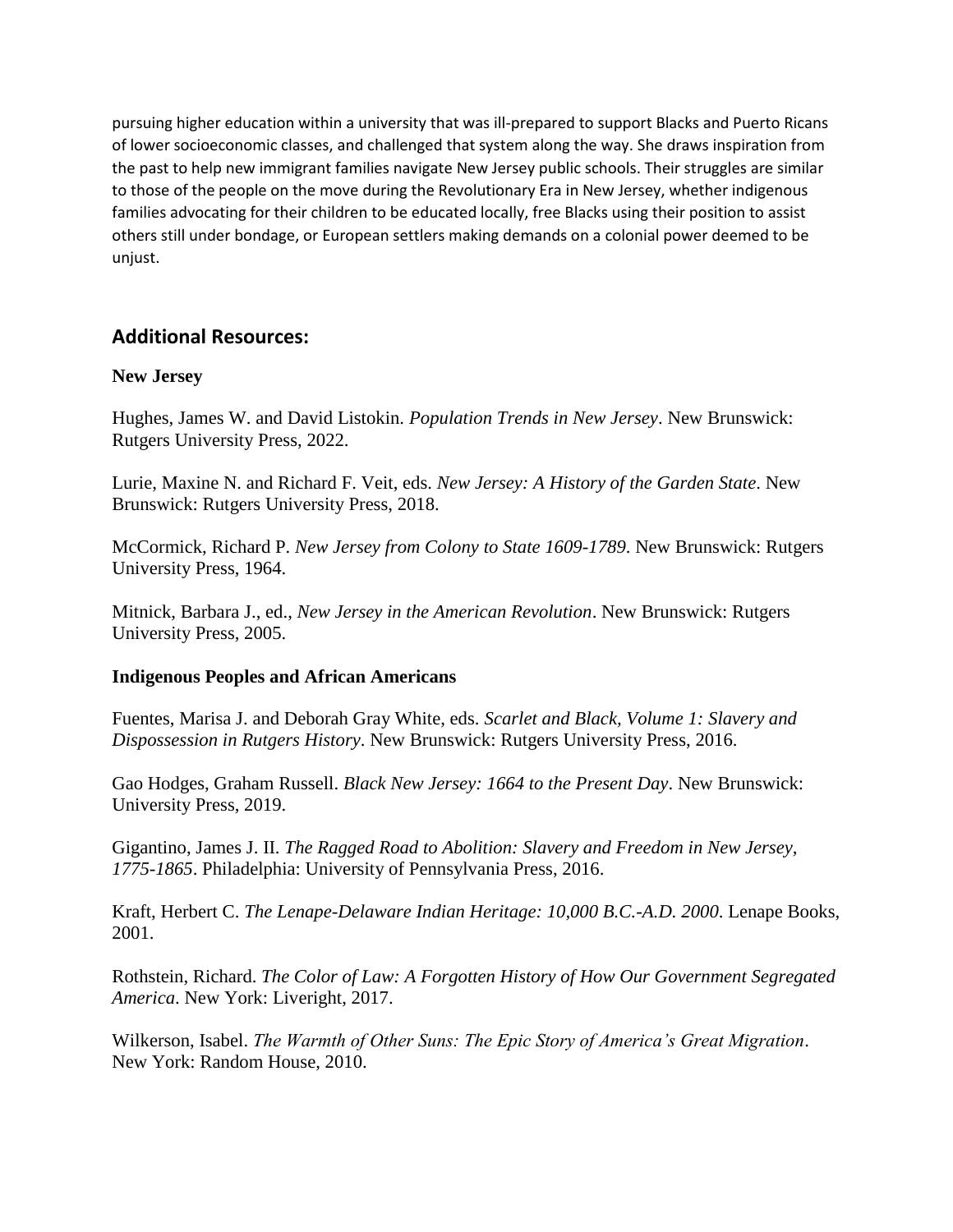pursuing higher education within a university that was ill-prepared to support Blacks and Puerto Ricans of lower socioeconomic classes, and challenged that system along the way. She draws inspiration from the past to help new immigrant families navigate New Jersey public schools. Their struggles are similar to those of the people on the move during the Revolutionary Era in New Jersey, whether indigenous families advocating for their children to be educated locally, free Blacks using their position to assist others still under bondage, or European settlers making demands on a colonial power deemed to be unjust.

## Additional Resources:

**New Jersey**

Hughes, James W. and David Listokin. *Population Trends in New Jersey*. New Brunswick: Rutgers University Press, 2022.

Lurie, Maxine N. and Richard F. Veit, eds. *New Jersey: A History of the Garden State*. New Brunswick: Rutgers University Press, 2018.

McCormick, Richard P. *New Jersey from Colony to State 1609-1789*. New Brunswick: Rutgers University Press, 1964.

Mitnick, Barbara J., ed., *New Jersey in the American Revolution*. New Brunswick: Rutgers University Press, 2005.

**Indigenous Peoples and African Americans**

Fuentes, Marisa J. and Deborah Gray White, eds. *Scarlet and Black, Volume 1: Slavery and Dispossession in Rutgers History*. New Brunswick: Rutgers University Press, 2016.

Gao Hodges, Graham Russell. *Black New Jersey: 1664 to the Present Day*. New Brunswick: University Press, 2019.

Gigantino, James J. II. *The Ragged Road to Abolition: Slavery and Freedom in New Jersey, 1775-1865*. Philadelphia: University of Pennsylvania Press, 2016.

Kraft, Herbert C. *The Lenape-Delaware Indian Heritage: 10,000 B.C.-A.D. 2000*. Lenape Books, 2001.

Rothstein, Richard. *The Color of Law: A Forgotten History of How Our Government Segregated America*. New York: Liveright, 2017.

Wilkerson, Isabel. *The Warmth of Other Suns: The Epic Story of America's Great Migration*. New York: Random House, 2010.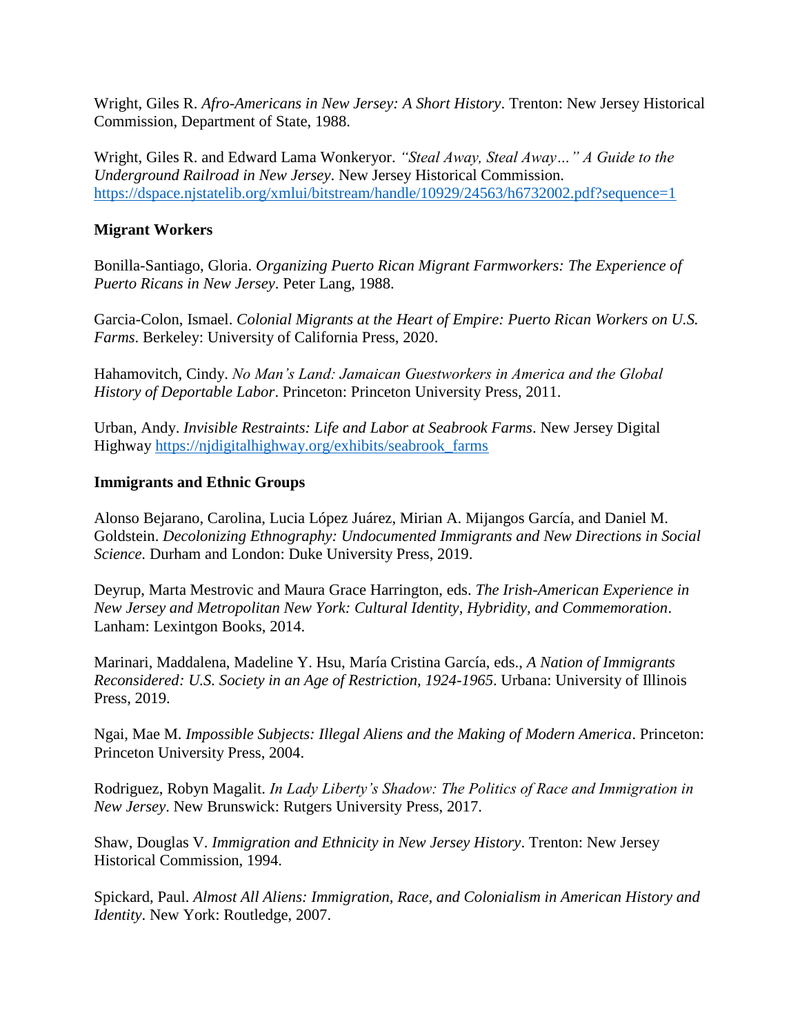Wright, Giles R. *Afro-Americans in New Jersey: A Short History*. Trenton: New Jersey Historical Commission, Department of State, 1988.

Wright, Giles R. and Edward Lama Wonkeryor. *"Steal Away, Steal Away…" A Guide to the Underground Railroad in New Jersey*. New Jersey Historical Commission. https://dspace.njstatelib.org/xmlui/bitstream/handle/10929/24563/h6732002.pdf?sequence=1

**Migrant Workers**

Bonilla-Santiago, Gloria. *Organizing Puerto Rican Migrant Farmworkers: The Experience of Puerto Ricans in New Jersey*. Peter Lang, 1988.

Garcia-Colon, Ismael. *Colonial Migrants at the Heart of Empire: Puerto Rican Workers on U.S. Farms*. Berkeley: University of California Press, 2020.

Hahamovitch, Cindy. *No Man's Land: Jamaican Guestworkers in America and the Global History of Deportable Labor*. Princeton: Princeton University Press, 2011.

Urban, Andy. *Invisible Restraints: Life and Labor at Seabrook Farms*. New Jersey Digital Highway https://njdigitalhighway.org/exhibits/seabrook_farms

**Immigrants and Ethnic Groups**

Alonso Bejarano, Carolina, Lucia López Juárez, Mirian A. Mijangos García, and Daniel M. Goldstein. *Decolonizing Ethnography: Undocumented Immigrants and New Directions in Social Science.* Durham and London: Duke University Press, 2019.

Deyrup, Marta Mestrovic and Maura Grace Harrington, eds. *The Irish-American Experience in New Jersey and Metropolitan New York: Cultural Identity, Hybridity, and Commemoration*. Lanham: Lexintgon Books, 2014.

Marinari, Maddalena, Madeline Y. Hsu, María Cristina García, eds., *A Nation of Immigrants Reconsidered: U.S. Society in an Age of Restriction, 1924-1965*. Urbana: University of Illinois Press, 2019.

Ngai, Mae M. *Impossible Subjects: Illegal Aliens and the Making of Modern America*. Princeton: Princeton University Press, 2004.

Rodriguez, Robyn Magalit. *In Lady Liberty's Shadow: The Politics of Race and Immigration in New Jersey*. New Brunswick: Rutgers University Press, 2017.

Shaw, Douglas V. *Immigration and Ethnicity in New Jersey History*. Trenton: New Jersey Historical Commission, 1994.

Spickard, Paul. *Almost All Aliens: Immigration, Race, and Colonialism in American History and Identity*. New York: Routledge, 2007.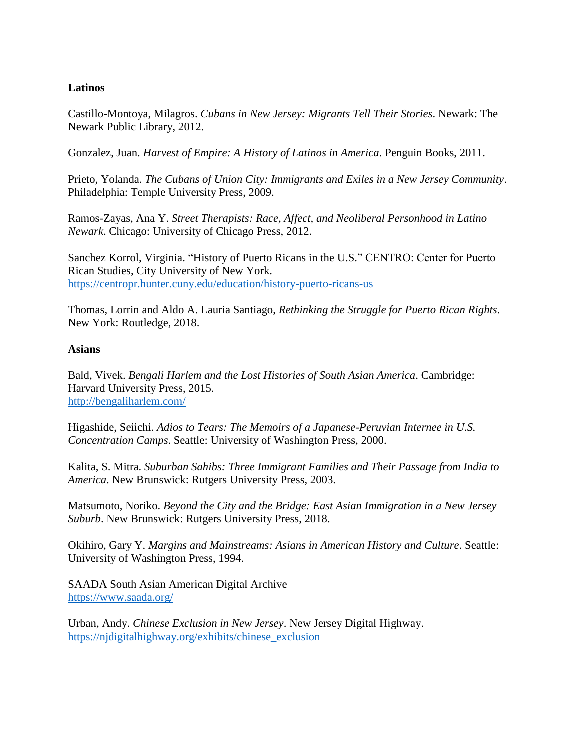**Latinos**

Castillo-Montoya, Milagros. *Cubans in New Jersey: Migrants Tell Their Stories*. Newark: The Newark Public Library, 2012.

Gonzalez, Juan. *Harvest of Empire: A History of Latinos in America*. Penguin Books, 2011.

Prieto, Yolanda. *The Cubans of Union City: Immigrants and Exiles in a New Jersey Community*. Philadelphia: Temple University Press, 2009.

Ramos-Zayas, Ana Y. *Street Therapists: Race, Affect, and Neoliberal Personhood in Latino Newark*. Chicago: University of Chicago Press, 2012.

Sanchez Korrol, Virginia. "History of Puerto Ricans in the U.S." CENTRO: Center for Puerto Rican Studies, City University of New York.
https://centropr.hunter.cuny.edu/education/history-puerto-ricans-us

Thomas, Lorrin and Aldo A. Lauria Santiago, *Rethinking the Struggle for Puerto Rican Rights*. New York: Routledge, 2018.

**Asians**

Bald, Vivek. *Bengali Harlem and the Lost Histories of South Asian America*. Cambridge: Harvard University Press, 2015.
http://bengaliharlem.com/

Higashide, Seiichi. *Adios to Tears: The Memoirs of a Japanese-Peruvian Internee in U.S. Concentration Camps*. Seattle: University of Washington Press, 2000.

Kalita, S. Mitra. *Suburban Sahibs: Three Immigrant Families and Their Passage from India to America*. New Brunswick: Rutgers University Press, 2003.

Matsumoto, Noriko. *Beyond the City and the Bridge: East Asian Immigration in a New Jersey Suburb*. New Brunswick: Rutgers University Press, 2018.

Okihiro, Gary Y. *Margins and Mainstreams: Asians in American History and Culture*. Seattle: University of Washington Press, 1994.

SAADA South Asian American Digital Archive
https://www.saada.org/

Urban, Andy. *Chinese Exclusion in New Jersey*. New Jersey Digital Highway.
https://njdigitalhighway.org/exhibits/chinese_exclusion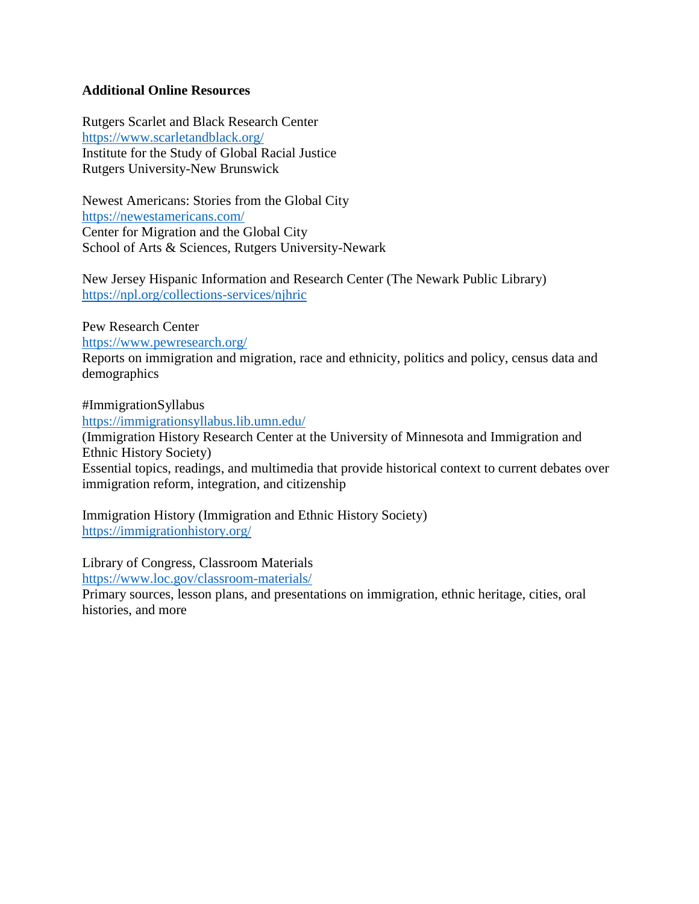**Additional Online Resources**

Rutgers Scarlet and Black Research Center
https://www.scarletandblack.org/
Institute for the Study of Global Racial Justice
Rutgers University-New Brunswick

Newest Americans: Stories from the Global City
https://newestamericans.com/
Center for Migration and the Global City
School of Arts & Sciences, Rutgers University-Newark

New Jersey Hispanic Information and Research Center (The Newark Public Library)
https://npl.org/collections-services/njhric

Pew Research Center
https://www.pewresearch.org/
Reports on immigration and migration, race and ethnicity, politics and policy, census data and demographics

#ImmigrationSyllabus
https://immigrationsyllabus.lib.umn.edu/
(Immigration History Research Center at the University of Minnesota and Immigration and Ethnic History Society)
Essential topics, readings, and multimedia that provide historical context to current debates over immigration reform, integration, and citizenship

Immigration History (Immigration and Ethnic History Society)
https://immigrationhistory.org/

Library of Congress, Classroom Materials
https://www.loc.gov/classroom-materials/
Primary sources, lesson plans, and presentations on immigration, ethnic heritage, cities, oral histories, and more